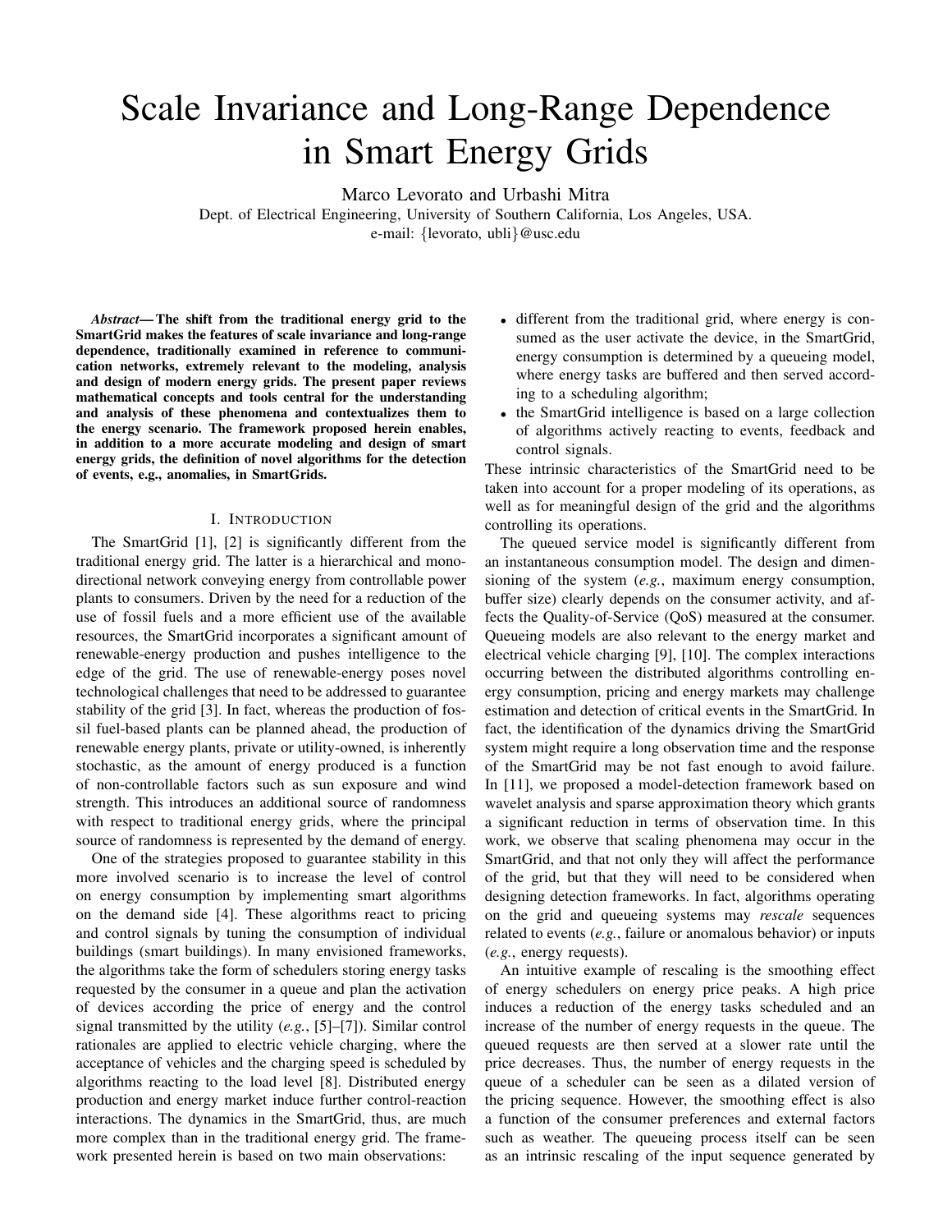# Scale Invariance and Long-Range Dependence in Smart Energy Grids

Marco Levorato and Urbashi Mitra

Dept. of Electrical Engineering, University of Southern California, Los Angeles, USA.
e-mail: {levorato, ubli}@usc.edu

***Abstract*— The shift from the traditional energy grid to the SmartGrid makes the features of scale invariance and long-range dependence, traditionally examined in reference to communication networks, extremely relevant to the modeling, analysis and design of modern energy grids. The present paper reviews mathematical concepts and tools central for the understanding and analysis of these phenomena and contextualizes them to the energy scenario. The framework proposed herein enables, in addition to a more accurate modeling and design of smart energy grids, the definition of novel algorithms for the detection of events, e.g., anomalies, in SmartGrids.**

## I. Introduction

The SmartGrid [1], [2] is significantly different from the traditional energy grid. The latter is a hierarchical and mono-directional network conveying energy from controllable power plants to consumers. Driven by the need for a reduction of the use of fossil fuels and a more efficient use of the available resources, the SmartGrid incorporates a significant amount of renewable-energy production and pushes intelligence to the edge of the grid. The use of renewable-energy poses novel technological challenges that need to be addressed to guarantee stability of the grid [3]. In fact, whereas the production of fossil fuel-based plants can be planned ahead, the production of renewable energy plants, private or utility-owned, is inherently stochastic, as the amount of energy produced is a function of non-controllable factors such as sun exposure and wind strength. This introduces an additional source of randomness with respect to traditional energy grids, where the principal source of randomness is represented by the demand of energy.

One of the strategies proposed to guarantee stability in this more involved scenario is to increase the level of control on energy consumption by implementing smart algorithms on the demand side [4]. These algorithms react to pricing and control signals by tuning the consumption of individual buildings (smart buildings). In many envisioned frameworks, the algorithms take the form of schedulers storing energy tasks requested by the consumer in a queue and plan the activation of devices according the price of energy and the control signal transmitted by the utility (*e.g.*, [5]–[7]). Similar control rationales are applied to electric vehicle charging, where the acceptance of vehicles and the charging speed is scheduled by algorithms reacting to the load level [8]. Distributed energy production and energy market induce further control-reaction interactions. The dynamics in the SmartGrid, thus, are much more complex than in the traditional energy grid. The framework presented herein is based on two main observations:

- different from the traditional grid, where energy is consumed as the user activate the device, in the SmartGrid, energy consumption is determined by a queueing model, where energy tasks are buffered and then served according to a scheduling algorithm;
- the SmartGrid intelligence is based on a large collection of algorithms actively reacting to events, feedback and control signals.

These intrinsic characteristics of the SmartGrid need to be taken into account for a proper modeling of its operations, as well as for meaningful design of the grid and the algorithms controlling its operations.

The queued service model is significantly different from an instantaneous consumption model. The design and dimensioning of the system (*e.g.*, maximum energy consumption, buffer size) clearly depends on the consumer activity, and affects the Quality-of-Service (QoS) measured at the consumer. Queueing models are also relevant to the energy market and electrical vehicle charging [9], [10]. The complex interactions occurring between the distributed algorithms controlling energy consumption, pricing and energy markets may challenge estimation and detection of critical events in the SmartGrid. In fact, the identification of the dynamics driving the SmartGrid system might require a long observation time and the response of the SmartGrid may be not fast enough to avoid failure. In [11], we proposed a model-detection framework based on wavelet analysis and sparse approximation theory which grants a significant reduction in terms of observation time. In this work, we observe that scaling phenomena may occur in the SmartGrid, and that not only they will affect the performance of the grid, but that they will need to be considered when designing detection frameworks. In fact, algorithms operating on the grid and queueing systems may *rescale* sequences related to events (*e.g.*, failure or anomalous behavior) or inputs (*e.g.*, energy requests).

An intuitive example of rescaling is the smoothing effect of energy schedulers on energy price peaks. A high price induces a reduction of the energy tasks scheduled and an increase of the number of energy requests in the queue. The queued requests are then served at a slower rate until the price decreases. Thus, the number of energy requests in the queue of a scheduler can be seen as a dilated version of the pricing sequence. However, the smoothing effect is also a function of the consumer preferences and external factors such as weather. The queueing process itself can be seen as an intrinsic rescaling of the input sequence generated by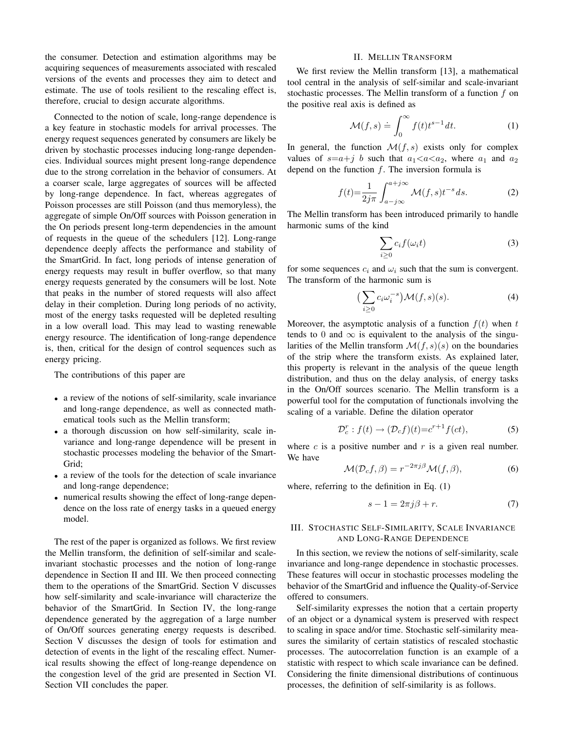the consumer. Detection and estimation algorithms may be acquiring sequences of measurements associated with rescaled versions of the events and processes they aim to detect and estimate. The use of tools resilient to the rescaling effect is, therefore, crucial to design accurate algorithms.

Connected to the notion of scale, long-range dependence is a key feature in stochastic models for arrival processes. The energy request sequences generated by consumers are likely be driven by stochastic processes inducing long-range dependencies. Individual sources might present long-range dependence due to the strong correlation in the behavior of consumers. At a coarser scale, large aggregates of sources will be affected by long-range dependence. In fact, whereas aggregates of Poisson processes are still Poisson (and thus memoryless), the aggregate of simple On/Off sources with Poisson generation in the On periods present long-term dependencies in the amount of requests in the queue of the schedulers [12]. Long-range dependence deeply affects the performance and stability of the SmartGrid. In fact, long periods of intense generation of energy requests may result in buffer overflow, so that many energy requests generated by the consumers will be lost. Note that peaks in the number of stored requests will also affect delay in their completion. During long periods of no activity, most of the energy tasks requested will be depleted resulting in a low overall load. This may lead to wasting renewable energy resource. The identification of long-range dependence is, then, critical for the design of control sequences such as energy pricing.

The contributions of this paper are

- a review of the notions of self-similarity, scale invariance and long-range dependence, as well as connected mathematical tools such as the Mellin transform;
- a thorough discussion on how self-similarity, scale invariance and long-range dependence will be present in stochastic processes modeling the behavior of the SmartGrid;
- a review of the tools for the detection of scale invariance and long-range dependence;
- numerical results showing the effect of long-range dependence on the loss rate of energy tasks in a queued energy model.

The rest of the paper is organized as follows. We first review the Mellin transform, the definition of self-similar and scale-invariant stochastic processes and the notion of long-range dependence in Section II and III. We then proceed connecting them to the operations of the SmartGrid. Section V discusses how self-similarity and scale-invariance will characterize the behavior of the SmartGrid. In Section IV, the long-range dependence generated by the aggregation of a large number of On/Off sources generating energy requests is described. Section V discusses the design of tools for estimation and detection of events in the light of the rescaling effect. Numerical results showing the effect of long-reange dependence on the congestion level of the grid are presented in Section VI. Section VII concludes the paper.

## II. Mellin Transform

We first review the Mellin transform [13], a mathematical tool central in the analysis of self-similar and scale-invariant stochastic processes. The Mellin transform of a function $f$ on the positive real axis is defined as

$$\mathcal{M}(f,s) \doteq \int_0^\infty f(t)t^{s-1}dt. \tag{1}$$

In general, the function $\mathcal{M}(f,s)$ exists only for complex values of $s{=}a{+}j\ b$ such that $a_1{<}a{<}a_2$, where $a_1$ and $a_2$ depend on the function $f$. The inversion formula is

$$f(t){=}\frac{1}{2j\pi}\int_{a-j\infty}^{a+j\infty}\mathcal{M}(f,s)t^{-s}ds. \tag{2}$$

The Mellin transform has been introduced primarily to handle harmonic sums of the kind

$$\sum_{i\geq 0} c_i f(\omega_i t) \tag{3}$$

for some sequences $c_i$ and $\omega_i$ such that the sum is convergent. The transform of the harmonic sum is

$$\big(\sum_{i\geq 0} c_i \omega_i^{-s}\big)\mathcal{M}(f,s)(s). \tag{4}$$

Moreover, the asymptotic analysis of a function $f(t)$ when $t$ tends to 0 and $\infty$ is equivalent to the analysis of the singularities of the Mellin transform $\mathcal{M}(f,s)(s)$ on the boundaries of the strip where the transform exists. As explained later, this property is relevant in the analysis of the queue length distribution, and thus on the delay analysis, of energy tasks in the On/Off sources scenario. The Mellin transform is a powerful tool for the computation of functionals involving the scaling of a variable. Define the dilation operator

$$\mathcal{D}_c^r : f(t) \rightarrow (\mathcal{D}_c f)(t){=}c^{r+1}f(ct), \tag{5}$$

where $c$ is a positive number and $r$ is a given real number. We have

$$\mathcal{M}(\mathcal{D}_c f, \beta) = r^{-2\pi j\beta}\mathcal{M}(f,\beta), \tag{6}$$

where, referring to the definition in Eq. (1)

$$s-1 = 2\pi j\beta + r. \tag{7}$$

## III. Stochastic Self-Similarity, Scale Invariance and Long-Range Dependence

In this section, we review the notions of self-similarity, scale invariance and long-range dependence in stochastic processes. These features will occur in stochastic processes modeling the behavior of the SmartGrid and influence the Quality-of-Service offered to consumers.

Self-similarity expresses the notion that a certain property of an object or a dynamical system is preserved with respect to scaling in space and/or time. Stochastic self-similarity measures the similarity of certain statistics of rescaled stochastic processes. The autocorrelation function is an example of a statistic with respect to which scale invariance can be defined. Considering the finite dimensional distributions of continuous processes, the definition of self-similarity is as follows.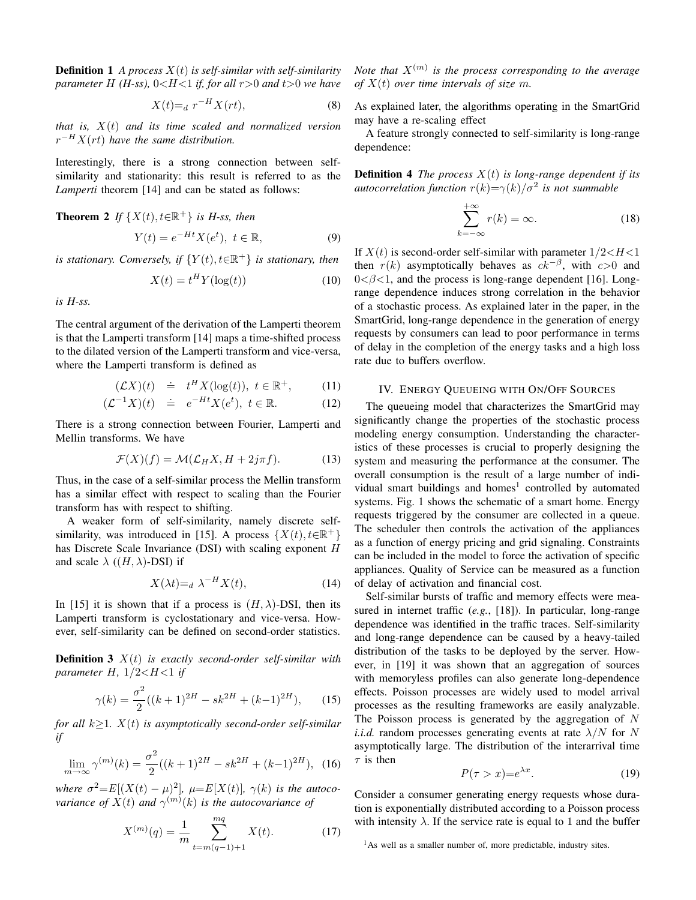**Definition 1** *A process $X(t)$ is self-similar with self-similarity parameter $H$ (H-ss), $0<H<1$ if, for all $r>0$ and $t>0$ we have*

$$X(t)=_d r^{-H}X(rt), \tag{8}$$

*that is, $X(t)$ and its time scaled and normalized version $r^{-H}X(rt)$ have the same distribution.*

Interestingly, there is a strong connection between self-similarity and stationarity: this result is referred to as the *Lamperti* theorem [14] and can be stated as follows:

**Theorem 2** *If $\{X(t), t\in\mathbb{R}^+\}$ is H-ss, then*

$$Y(t) = e^{-Ht}X(e^t),\ t \in \mathbb{R}, \tag{9}$$

*is stationary. Conversely, if $\{Y(t), t\in\mathbb{R}^+\}$ is stationary, then*

$$X(t) = t^H Y(\log(t)) \tag{10}$$

*is H-ss.*

The central argument of the derivation of the Lamperti theorem is that the Lamperti transform [14] maps a time-shifted process to the dilated version of the Lamperti transform and vice-versa, where the Lamperti transform is defined as

$$(\mathcal{L}X)(t) \doteq t^H X(\log(t)),\ t \in \mathbb{R}^+, \tag{11}$$

$$(\mathcal{L}^{-1}X)(t) \doteq e^{-Ht}X(e^t),\ t \in \mathbb{R}. \tag{12}$$

There is a strong connection between Fourier, Lamperti and Mellin transforms. We have

$$\mathcal{F}(X)(f) = \mathcal{M}(\mathcal{L}_H X, H + 2j\pi f). \tag{13}$$

Thus, in the case of a self-similar process the Mellin transform has a similar effect with respect to scaling than the Fourier transform has with respect to shifting.

A weaker form of self-similarity, namely discrete self-similarity, was introduced in [15]. A process $\{X(t), t\in\mathbb{R}^+\}$ has Discrete Scale Invariance (DSI) with scaling exponent $H$ and scale $\lambda$ ($(H,\lambda)$-DSI) if

$$X(\lambda t)=_d \lambda^{-H}X(t), \tag{14}$$

In [15] it is shown that if a process is $(H,\lambda)$-DSI, then its Lamperti transform is cyclostationary and vice-versa. However, self-similarity can be defined on second-order statistics.

**Definition 3** *$X(t)$ is exactly second-order self-similar with parameter $H$, $1/2<H<1$ if*

$$\gamma(k) = \frac{\sigma^2}{2}((k+1)^{2H} - sk^{2H} + (k-1)^{2H}), \tag{15}$$

*for all $k\geq 1$. $X(t)$ is asymptotically second-order self-similar if*

$$\lim_{m\to\infty} \gamma^{(m)}(k) = \frac{\sigma^2}{2}((k+1)^{2H} - sk^{2H} + (k-1)^{2H}), \tag{16}$$

*where $\sigma^2=E[(X(t)-\mu)^2]$, $\mu=E[X(t)]$, $\gamma(k)$ is the autocovariance of $X(t)$ and $\gamma^{(m)}(k)$ is the autocovariance of*

$$X^{(m)}(q) = \frac{1}{m}\sum_{t=m(q-1)+1}^{mq} X(t). \tag{17}$$

*Note that $X^{(m)}$ is the process corresponding to the average of $X(t)$ over time intervals of size $m$.*

As explained later, the algorithms operating in the SmartGrid may have a re-scaling effect

A feature strongly connected to self-similarity is long-range dependence:

**Definition 4** *The process $X(t)$ is long-range dependent if its autocorrelation function $r(k)=\gamma(k)/\sigma^2$ is not summable*

$$\sum_{k=-\infty}^{+\infty} r(k) = \infty. \tag{18}$$

If $X(t)$ is second-order self-similar with parameter $1/2<H<1$ then $r(k)$ asymptotically behaves as $ck^{-\beta}$, with $c>0$ and $0<\beta<1$, and the process is long-range dependent [16]. Long-range dependence induces strong correlation in the behavior of a stochastic process. As explained later in the paper, in the SmartGrid, long-range dependence in the generation of energy requests by consumers can lead to poor performance in terms of delay in the completion of the energy tasks and a high loss rate due to buffers overflow.

## IV. Energy Queueing with On/Off Sources

The queueing model that characterizes the SmartGrid may significantly change the properties of the stochastic process modeling energy consumption. Understanding the characteristics of these processes is crucial to properly designing the system and measuring the performance at the consumer. The overall consumption is the result of a large number of individual smart buildings and homes[1] controlled by automated systems. Fig. 1 shows the schematic of a smart home. Energy requests triggered by the consumer are collected in a queue. The scheduler then controls the activation of the appliances as a function of energy pricing and grid signaling. Constraints can be included in the model to force the activation of specific appliances. Quality of Service can be measured as a function of delay of activation and financial cost.

Self-similar bursts of traffic and memory effects were measured in internet traffic (*e.g.*, [18]). In particular, long-range dependence was identified in the traffic traces. Self-similarity and long-range dependence can be caused by a heavy-tailed distribution of the tasks to be deployed by the server. However, in [19] it was shown that an aggregation of sources with memoryless profiles can also generate long-dependence effects. Poisson processes are widely used to model arrival processes as the resulting frameworks are easily analyzable. The Poisson process is generated by the aggregation of $N$ *i.i.d.* random processes generating events at rate $\lambda/N$ for $N$ asymptotically large. The distribution of the interarrival time $\tau$ is then

$$P(\tau > x)=e^{\lambda x}. \tag{19}$$

Consider a consumer generating energy requests whose duration is exponentially distributed according to a Poisson process with intensity $\lambda$. If the service rate is equal to 1 and the buffer

[1] As well as a smaller number of, more predictable, industry sites.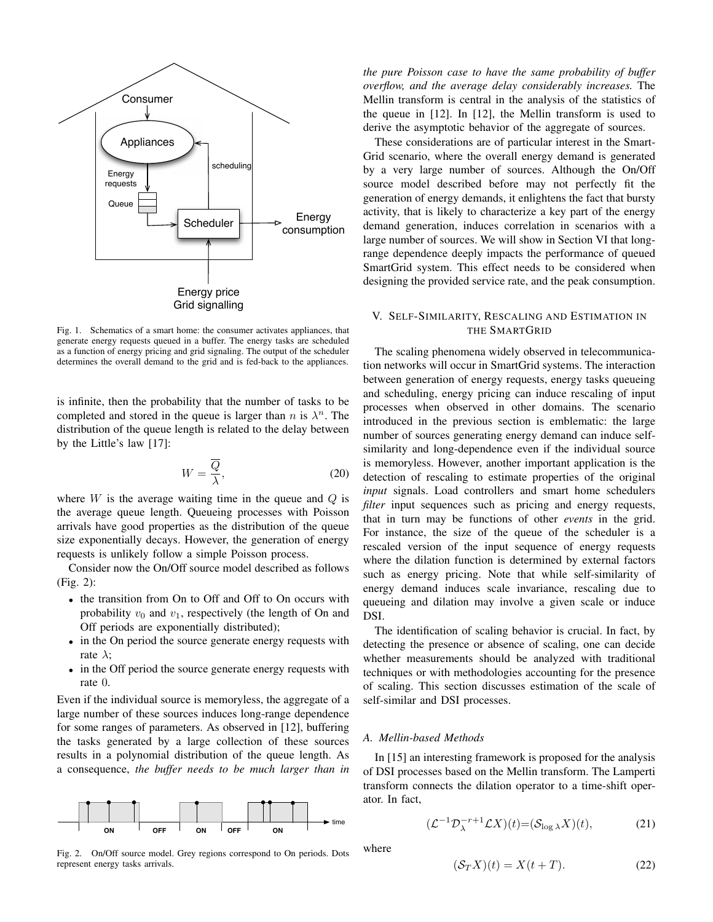Fig. 1. Schematics of a smart home: the consumer activates appliances, that generate energy requests queued in a buffer. The energy tasks are scheduled as a function of energy pricing and grid signaling. The output of the scheduler determines the overall demand to the grid and is fed-back to the appliances.

is infinite, then the probability that the number of tasks to be completed and stored in the queue is larger than $n$ is $\lambda^n$. The distribution of the queue length is related to the delay between by the Little's law [17]:

$$W = \frac{\overline{Q}}{\lambda}, \tag{20}$$

where $W$ is the average waiting time in the queue and $Q$ is the average queue length. Queueing processes with Poisson arrivals have good properties as the distribution of the queue size exponentially decays. However, the generation of energy requests is unlikely follow a simple Poisson process.

Consider now the On/Off source model described as follows (Fig. 2):

- the transition from On to Off and Off to On occurs with probability $v_0$ and $v_1$, respectively (the length of On and Off periods are exponentially distributed);
- in the On period the source generate energy requests with rate $\lambda$;
- in the Off period the source generate energy requests with rate 0.

Even if the individual source is memoryless, the aggregate of a large number of these sources induces long-range dependence for some ranges of parameters. As observed in [12], buffering the tasks generated by a large collection of these sources results in a polynomial distribution of the queue length. As a consequence, *the buffer needs to be much larger than in the pure Poisson case to have the same probability of buffer overflow, and the average delay considerably increases.* The Mellin transform is central in the analysis of the statistics of the queue in [12]. In [12], the Mellin transform is used to derive the asymptotic behavior of the aggregate of sources.

Fig. 2. On/Off source model. Grey regions correspond to On periods. Dots represent energy tasks arrivals.

These considerations are of particular interest in the SmartGrid scenario, where the overall energy demand is generated by a very large number of sources. Although the On/Off source model described before may not perfectly fit the generation of energy demands, it enlightens the fact that bursty activity, that is likely to characterize a key part of the energy demand generation, induces correlation in scenarios with a large number of sources. We will show in Section VI that long-range dependence deeply impacts the performance of queued SmartGrid system. This effect needs to be considered when designing the provided service rate, and the peak consumption.

## V. Self-Similarity, Rescaling and Estimation in the SmartGrid

The scaling phenomena widely observed in telecommunication networks will occur in SmartGrid systems. The interaction between generation of energy requests, energy tasks queueing and scheduling, energy pricing can induce rescaling of input processes when observed in other domains. The scenario introduced in the previous section is emblematic: the large number of sources generating energy demand can induce self-similarity and long-dependence even if the individual source is memoryless. However, another important application is the detection of rescaling to estimate properties of the original *input* signals. Load controllers and smart home schedulers *filter* input sequences such as pricing and energy requests, that in turn may be functions of other *events* in the grid. For instance, the size of the queue of the scheduler is a rescaled version of the input sequence of energy requests where the dilation function is determined by external factors such as energy pricing. Note that while self-similarity of energy demand induces scale invariance, rescaling due to queueing and dilation may involve a given scale or induce DSI.

The identification of scaling behavior is crucial. In fact, by detecting the presence or absence of scaling, one can decide whether measurements should be analyzed with traditional techniques or with methodologies accounting for the presence of scaling. This section discusses estimation of the scale of self-similar and DSI processes.

### A. Mellin-based Methods

In [15] an interesting framework is proposed for the analysis of DSI processes based on the Mellin transform. The Lamperti transform connects the dilation operator to a time-shift operator. In fact,

$$(\mathcal{L}^{-1}\mathcal{D}_{\lambda}^{-r+1}\mathcal{L}X)(t)=(\mathcal{S}_{\log\lambda}X)(t), \tag{21}$$

where

$$(\mathcal{S}_T X)(t) = X(t+T). \tag{22}$$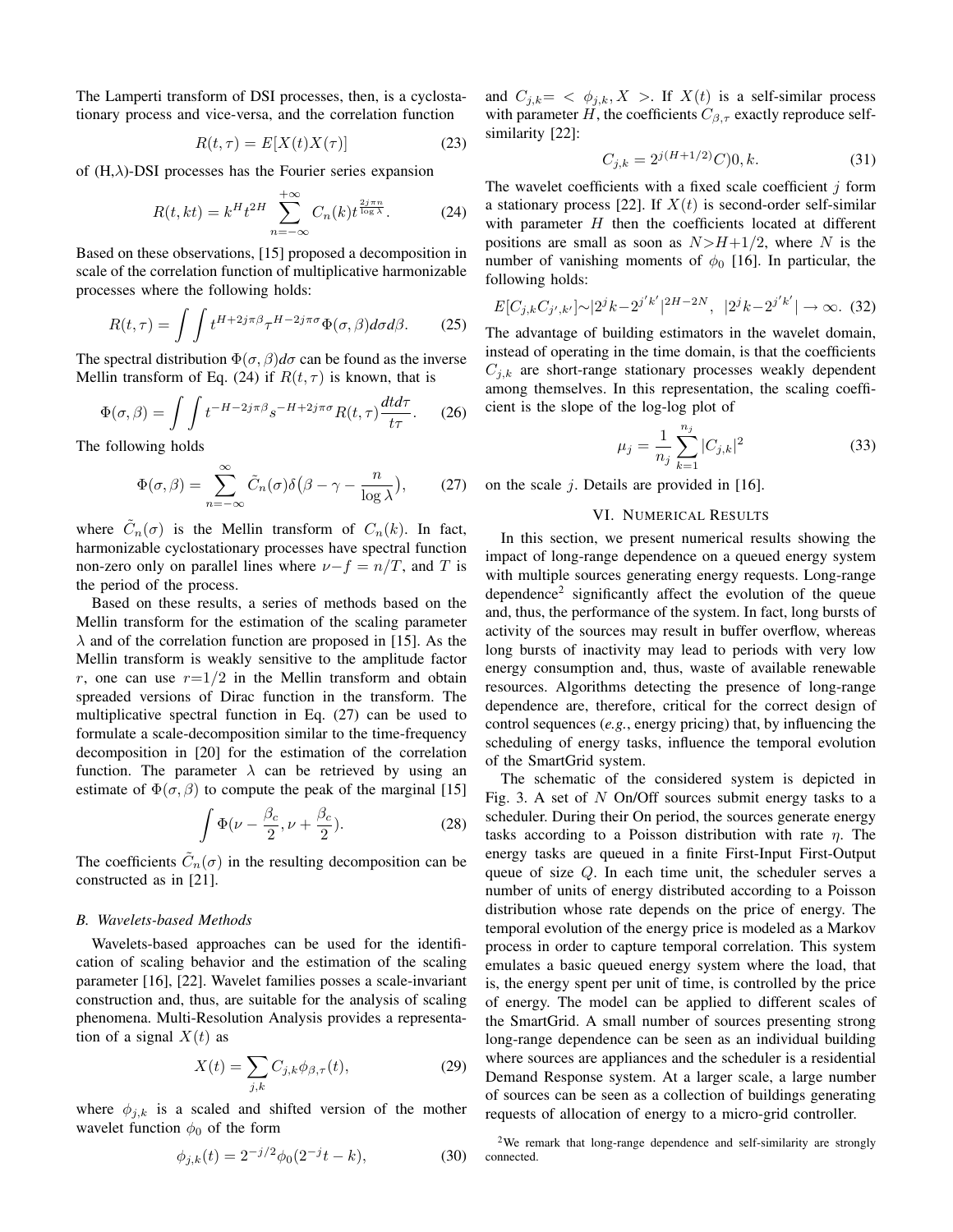The Lamperti transform of DSI processes, then, is a cyclostationary process and vice-versa, and the correlation function

$$R(t,\tau) = E[X(t)X(\tau)] \tag{23}$$

of (H,λ)-DSI processes has the Fourier series expansion

$$R(t,kt) = k^H t^{2H} \sum_{n=-\infty}^{+\infty} C_n(k) t^{\frac{2j\pi n}{\log\lambda}}. \tag{24}$$

Based on these observations, [15] proposed a decomposition in scale of the correlation function of multiplicative harmonizable processes where the following holds:

$$R(t,\tau) = \int\int t^{H+2j\pi\beta}\tau^{H-2j\pi\sigma}\Phi(\sigma,\beta)d\sigma d\beta. \tag{25}$$

The spectral distribution $\Phi(\sigma,\beta)d\sigma$ can be found as the inverse Mellin transform of Eq. (24) if $R(t,\tau)$ is known, that is

$$\Phi(\sigma,\beta) = \int\int t^{-H-2j\pi\beta}s^{-H+2j\pi\sigma}R(t,\tau)\frac{dtd\tau}{t\tau}. \tag{26}$$

The following holds

$$\Phi(\sigma,\beta) = \sum_{n=-\infty}^{\infty}\tilde{C}_n(\sigma)\delta\big(\beta-\gamma-\frac{n}{\log\lambda}\big), \tag{27}$$

where $\tilde{C}_n(\sigma)$ is the Mellin transform of $C_n(k)$. In fact, harmonizable cyclostationary processes have spectral function non-zero only on parallel lines where $\nu - f = n/T$, and $T$ is the period of the process.

Based on these results, a series of methods based on the Mellin transform for the estimation of the scaling parameter $\lambda$ and of the correlation function are proposed in [15]. As the Mellin transform is weakly sensitive to the amplitude factor $r$, one can use $r=1/2$ in the Mellin transform and obtain spreaded versions of Dirac function in the transform. The multiplicative spectral function in Eq. (27) can be used to formulate a scale-decomposition similar to the time-frequency decomposition in [20] for the estimation of the correlation function. The parameter $\lambda$ can be retrieved by using an estimate of $\Phi(\sigma,\beta)$ to compute the peak of the marginal [15]

$$\int\Phi(\nu-\frac{\beta_c}{2},\nu+\frac{\beta_c}{2}). \tag{28}$$

The coefficients $\tilde{C}_n(\sigma)$ in the resulting decomposition can be constructed as in [21].

### B. Wavelets-based Methods

Wavelets-based approaches can be used for the identification of scaling behavior and the estimation of the scaling parameter [16], [22]. Wavelet families posses a scale-invariant construction and, thus, are suitable for the analysis of scaling phenomena. Multi-Resolution Analysis provides a representation of a signal $X(t)$ as

$$X(t) = \sum_{j,k} C_{j,k}\phi_{\beta,\tau}(t), \tag{29}$$

where $\phi_{j,k}$ is a scaled and shifted version of the mother wavelet function $\phi_0$ of the form

$$\phi_{j,k}(t) = 2^{-j/2}\phi_0(2^{-j}t-k), \tag{30}$$

and $C_{j,k} = <\phi_{j,k}, X>$. If $X(t)$ is a self-similar process with parameter $H$, the coefficients $C_{\beta,\tau}$ exactly reproduce self-similarity [22]:

$$C_{j,k} = 2^{j(H+1/2)}C)0,k. \tag{31}$$

The wavelet coefficients with a fixed scale coefficient $j$ form a stationary process [22]. If $X(t)$ is second-order self-similar with parameter $H$ then the coefficients located at different positions are small as soon as $N>H+1/2$, where $N$ is the number of vanishing moments of $\phi_0$ [16]. In particular, the following holds:

$$E[C_{j,k}C_{j',k'}]\sim|2^jk-2^{j'k'}|^{2H-2N},\ \ |2^jk-2^{j'k'}|\rightarrow\infty. \tag{32}$$

The advantage of building estimators in the wavelet domain, instead of operating in the time domain, is that the coefficients $C_{j,k}$ are short-range stationary processes weakly dependent among themselves. In this representation, the scaling coefficient is the slope of the log-log plot of

$$\mu_j = \frac{1}{n_j}\sum_{k=1}^{n_j}|C_{j,k}|^2 \tag{33}$$

on the scale $j$. Details are provided in [16].

## VI. Numerical Results

In this section, we present numerical results showing the impact of long-range dependence on a queued energy system with multiple sources generating energy requests. Long-range dependence[2] significantly affect the evolution of the queue and, thus, the performance of the system. In fact, long bursts of activity of the sources may result in buffer overflow, whereas long bursts of inactivity may lead to periods with very low energy consumption and, thus, waste of available renewable resources. Algorithms detecting the presence of long-range dependence are, therefore, critical for the correct design of control sequences (*e.g.*, energy pricing) that, by influencing the scheduling of energy tasks, influence the temporal evolution of the SmartGrid system.

The schematic of the considered system is depicted in Fig. 3. A set of $N$ On/Off sources submit energy tasks to a scheduler. During their On period, the sources generate energy tasks according to a Poisson distribution with rate $\eta$. The energy tasks are queued in a finite First-Input First-Output queue of size $Q$. In each time unit, the scheduler serves a number of units of energy distributed according to a Poisson distribution whose rate depends on the price of energy. The temporal evolution of the energy price is modeled as a Markov process in order to capture temporal correlation. This system emulates a basic queued energy system where the load, that is, the energy spent per unit of time, is controlled by the price of energy. The model can be applied to different scales of the SmartGrid. A small number of sources presenting strong long-range dependence can be seen as an individual building where sources are appliances and the scheduler is a residential Demand Response system. At a larger scale, a large number of sources can be seen as a collection of buildings generating requests of allocation of energy to a micro-grid controller.

[2] We remark that long-range dependence and self-similarity are strongly connected.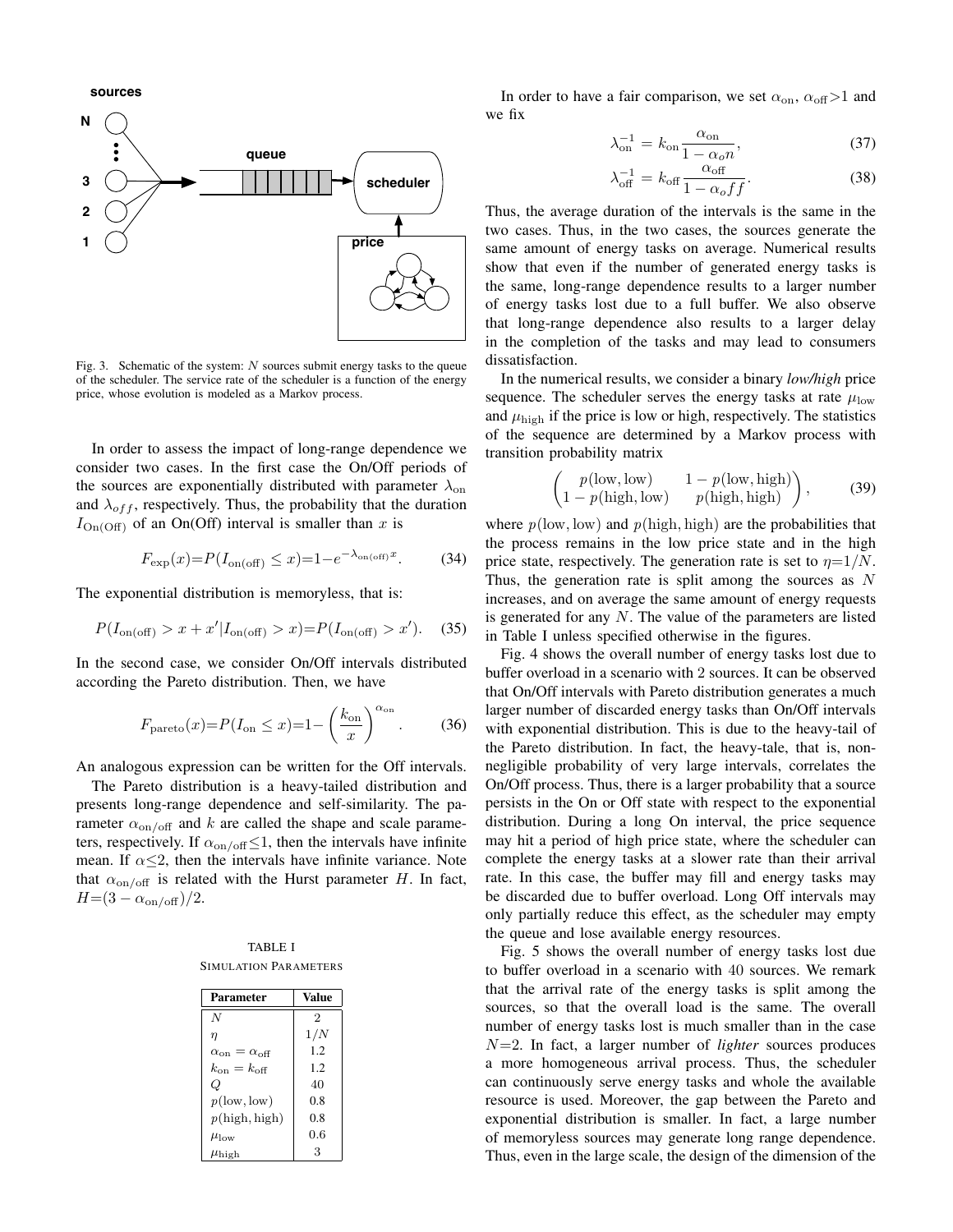Fig. 3. Schematic of the system: $N$ sources submit energy tasks to the queue of the scheduler. The service rate of the scheduler is a function of the energy price, whose evolution is modeled as a Markov process.

In order to assess the impact of long-range dependence we consider two cases. In the first case the On/Off periods of the sources are exponentially distributed with parameter $\lambda_{\text{on}}$ and $\lambda_{off}$, respectively. Thus, the probability that the duration $I_{\text{On(Off)}}$ of an On(Off) interval is smaller than $x$ is

$$F_{\exp}(x)=P(I_{\text{on(off)}} \leq x)=1-e^{-\lambda_{\text{on(off)}}x}. \tag{34}$$

The exponential distribution is memoryless, that is:

$$P(I_{\text{on(off)}} > x+x' | I_{\text{on(off)}} > x)=P(I_{\text{on(off)}} > x'). \tag{35}$$

In the second case, we consider On/Off intervals distributed according the Pareto distribution. Then, we have

$$F_{\text{pareto}}(x)=P(I_{\text{on}} \leq x)=1-\left(\frac{k_{\text{on}}}{x}\right)^{\alpha_{\text{on}}}. \tag{36}$$

An analogous expression can be written for the Off intervals.

The Pareto distribution is a heavy-tailed distribution and presents long-range dependence and self-similarity. The parameter $\alpha_{\text{on/off}}$ and $k$ are called the shape and scale parameters, respectively. If $\alpha_{\text{on/off}} \leq 1$, then the intervals have infinite mean. If $\alpha \leq 2$, then the intervals have infinite variance. Note that $\alpha_{\text{on/off}}$ is related with the Hurst parameter $H$. In fact, $H=(3-\alpha_{\text{on/off}})/2$.

TABLE I
SIMULATION PARAMETERS

| Parameter | Value |
|---|---|
| $N$ | 2 |
| $\eta$ | $1/N$ |
| $\alpha_{\text{on}}=\alpha_{\text{off}}$ | 1.2 |
| $k_{\text{on}}=k_{\text{off}}$ | 1.2 |
| $Q$ | 40 |
| $p(\text{low},\text{low})$ | 0.8 |
| $p(\text{high},\text{high})$ | 0.8 |
| $\mu_{\text{low}}$ | 0.6 |
| $\mu_{\text{high}}$ | 3 |

In order to have a fair comparison, we set $\alpha_{\text{on}}$, $\alpha_{\text{off}}>1$ and we fix

$$\lambda_{\text{on}}^{-1} = k_{\text{on}}\frac{\alpha_{\text{on}}}{1-\alpha_{o}n}, \tag{37}$$

$$\lambda_{\text{off}}^{-1} = k_{\text{off}}\frac{\alpha_{\text{off}}}{1-\alpha_{o}ff}. \tag{38}$$

Thus, the average duration of the intervals is the same in the two cases. Thus, in the two cases, the sources generate the same amount of energy tasks on average. Numerical results show that even if the number of generated energy tasks is the same, long-range dependence results to a larger number of energy tasks lost due to a full buffer. We also observe that long-range dependence also results to a larger delay in the completion of the tasks and may lead to consumers dissatisfaction.

In the numerical results, we consider a binary *low/high* price sequence. The scheduler serves the energy tasks at rate $\mu_{\text{low}}$ and $\mu_{\text{high}}$ if the price is low or high, respectively. The statistics of the sequence are determined by a Markov process with transition probability matrix

$$\begin{pmatrix} p(\text{low},\text{low}) & 1-p(\text{low},\text{high}) \\ 1-p(\text{high},\text{low}) & p(\text{high},\text{high}) \end{pmatrix}, \tag{39}$$

where $p(\text{low},\text{low})$ and $p(\text{high},\text{high})$ are the probabilities that the process remains in the low price state and in the high price state, respectively. The generation rate is set to $\eta=1/N$. Thus, the generation rate is split among the sources as $N$ increases, and on average the same amount of energy requests is generated for any $N$. The value of the parameters are listed in Table I unless specified otherwise in the figures.

Fig. 4 shows the overall number of energy tasks lost due to buffer overload in a scenario with 2 sources. It can be observed that On/Off intervals with Pareto distribution generates a much larger number of discarded energy tasks than On/Off intervals with exponential distribution. This is due to the heavy-tail of the Pareto distribution. In fact, the heavy-tale, that is, non-negligible probability of very large intervals, correlates the On/Off process. Thus, there is a larger probability that a source persists in the On or Off state with respect to the exponential distribution. During a long On interval, the price sequence may hit a period of high price state, where the scheduler can complete the energy tasks at a slower rate than their arrival rate. In this case, the buffer may fill and energy tasks may be discarded due to buffer overload. Long Off intervals may only partially reduce this effect, as the scheduler may empty the queue and lose available energy resources.

Fig. 5 shows the overall number of energy tasks lost due to buffer overload in a scenario with 40 sources. We remark that the arrival rate of the energy tasks is split among the sources, so that the overall load is the same. The overall number of energy tasks lost is much smaller than in the case $N=2$. In fact, a larger number of *lighter* sources produces a more homogeneous arrival process. Thus, the scheduler can continuously serve energy tasks and whole the available resource is used. Moreover, the gap between the Pareto and exponential distribution is smaller. In fact, a large number of memoryless sources may generate long range dependence. Thus, even in the large scale, the design of the dimension of the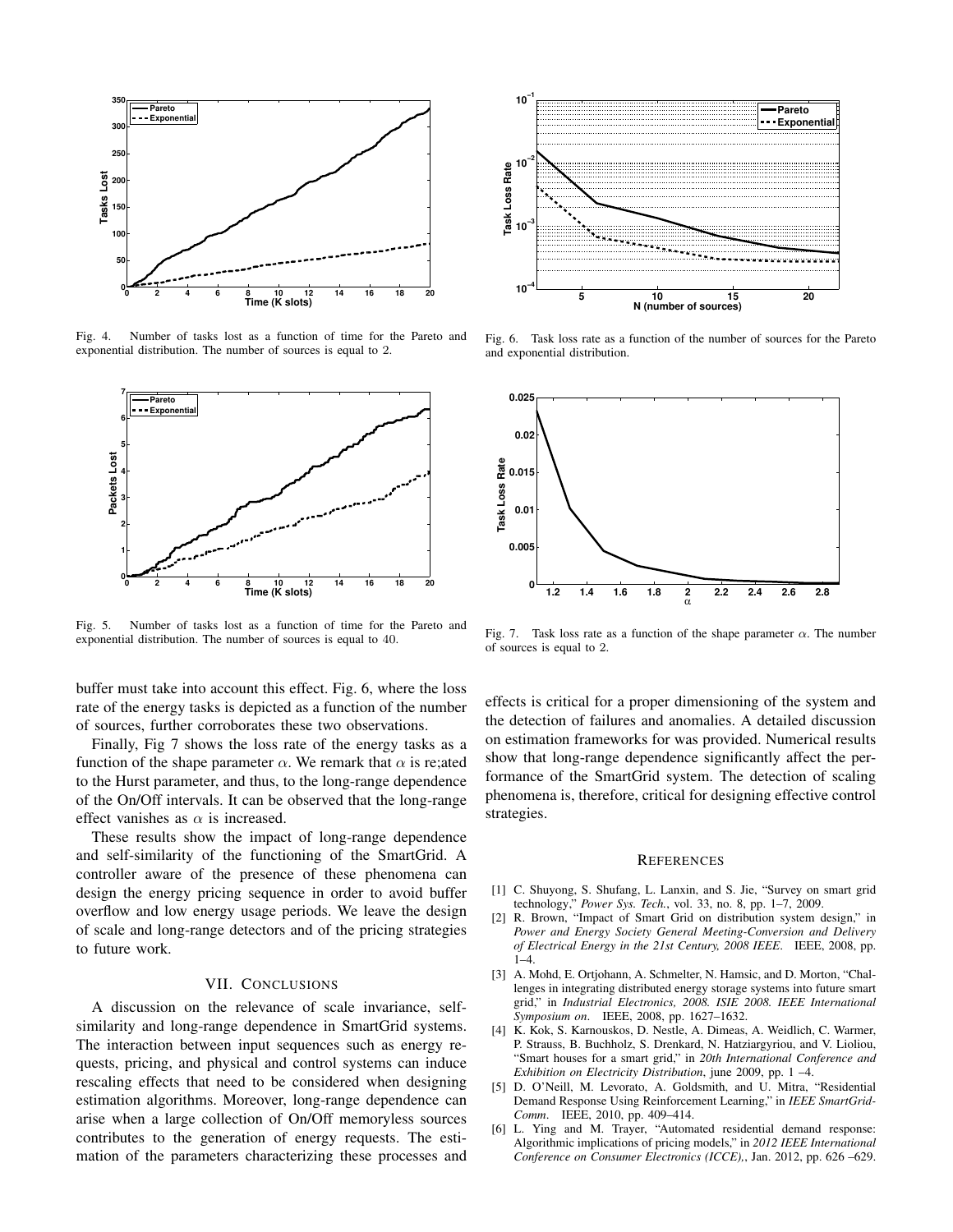Fig. 4. Number of tasks lost as a function of time for the Pareto and exponential distribution. The number of sources is equal to 2.

Fig. 5. Number of tasks lost as a function of time for the Pareto and exponential distribution. The number of sources is equal to 40.

Fig. 6. Task loss rate as a function of the number of sources for the Pareto and exponential distribution.

Fig. 7. Task loss rate as a function of the shape parameter $\alpha$. The number of sources is equal to 2.

buffer must take into account this effect. Fig. 6, where the loss rate of the energy tasks is depicted as a function of the number of sources, further corroborates these two observations.

Finally, Fig 7 shows the loss rate of the energy tasks as a function of the shape parameter $\alpha$. We remark that $\alpha$ is re;ated to the Hurst parameter, and thus, to the long-range dependence of the On/Off intervals. It can be observed that the long-range effect vanishes as $\alpha$ is increased.

These results show the impact of long-range dependence and self-similarity of the functioning of the SmartGrid. A controller aware of the presence of these phenomena can design the energy pricing sequence in order to avoid buffer overflow and low energy usage periods. We leave the design of scale and long-range detectors and of the pricing strategies to future work.

## VII. Conclusions

A discussion on the relevance of scale invariance, self-similarity and long-range dependence in SmartGrid systems. The interaction between input sequences such as energy requests, pricing, and physical and control systems can induce rescaling effects that need to be considered when designing estimation algorithms. Moreover, long-range dependence can arise when a large collection of On/Off memoryless sources contributes to the generation of energy requests. The estimation of the parameters characterizing these processes and effects is critical for a proper dimensioning of the system and the detection of failures and anomalies. A detailed discussion on estimation frameworks for was provided. Numerical results show that long-range dependence significantly affect the performance of the SmartGrid system. The detection of scaling phenomena is, therefore, critical for designing effective control strategies.

## References

[1] C. Shuyong, S. Shufang, L. Lanxin, and S. Jie, "Survey on smart grid technology," *Power Sys. Tech.*, vol. 33, no. 8, pp. 1–7, 2009.

[2] R. Brown, "Impact of Smart Grid on distribution system design," in *Power and Energy Society General Meeting-Conversion and Delivery of Electrical Energy in the 21st Century, 2008 IEEE*. IEEE, 2008, pp. 1–4.

[3] A. Mohd, E. Ortjohann, A. Schmelter, N. Hamsic, and D. Morton, "Challenges in integrating distributed energy storage systems into future smart grid," in *Industrial Electronics, 2008. ISIE 2008. IEEE International Symposium on*. IEEE, 2008, pp. 1627–1632.

[4] K. Kok, S. Karnouskos, D. Nestle, A. Dimeas, A. Weidlich, C. Warmer, P. Strauss, B. Buchholz, S. Drenkard, N. Hatziargyriou, and V. Lioliou, "Smart houses for a smart grid," in *20th International Conference and Exhibition on Electricity Distribution*, june 2009, pp. 1 –4.

[5] D. O'Neill, M. Levorato, A. Goldsmith, and U. Mitra, "Residential Demand Response Using Reinforcement Learning," in *IEEE SmartGridComm*. IEEE, 2010, pp. 409–414.

[6] L. Ying and M. Trayer, "Automated residential demand response: Algorithmic implications of pricing models," in *2012 IEEE International Conference on Consumer Electronics (ICCE),*, Jan. 2012, pp. 626 –629.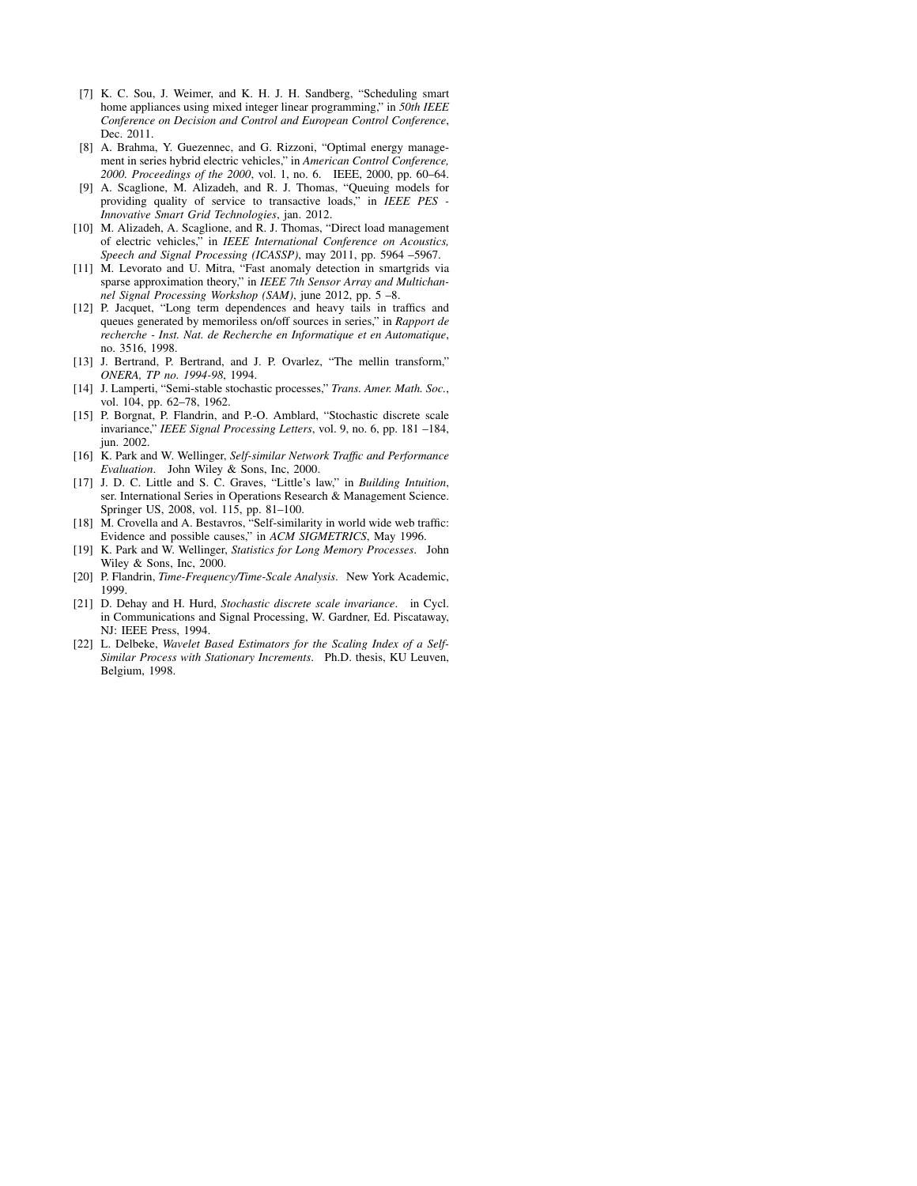[7] K. C. Sou, J. Weimer, and K. H. J. H. Sandberg, "Scheduling smart home appliances using mixed integer linear programming," in *50th IEEE Conference on Decision and Control and European Control Conference*, Dec. 2011.

[8] A. Brahma, Y. Guezennec, and G. Rizzoni, "Optimal energy management in series hybrid electric vehicles," in *American Control Conference, 2000. Proceedings of the 2000*, vol. 1, no. 6. IEEE, 2000, pp. 60–64.

[9] A. Scaglione, M. Alizadeh, and R. J. Thomas, "Queuing models for providing quality of service to transactive loads," in *IEEE PES - Innovative Smart Grid Technologies*, jan. 2012.

[10] M. Alizadeh, A. Scaglione, and R. J. Thomas, "Direct load management of electric vehicles," in *IEEE International Conference on Acoustics, Speech and Signal Processing (ICASSP)*, may 2011, pp. 5964 –5967.

[11] M. Levorato and U. Mitra, "Fast anomaly detection in smartgrids via sparse approximation theory," in *IEEE 7th Sensor Array and Multichannel Signal Processing Workshop (SAM)*, june 2012, pp. 5 –8.

[12] P. Jacquet, "Long term dependences and heavy tails in traffics and queues generated by memoriless on/off sources in series," in *Rapport de recherche - Inst. Nat. de Recherche en Informatique et en Automatique*, no. 3516, 1998.

[13] J. Bertrand, P. Bertrand, and J. P. Ovarlez, "The mellin transform," *ONERA, TP no. 1994-98*, 1994.

[14] J. Lamperti, "Semi-stable stochastic processes," *Trans. Amer. Math. Soc.*, vol. 104, pp. 62–78, 1962.

[15] P. Borgnat, P. Flandrin, and P.-O. Amblard, "Stochastic discrete scale invariance," *IEEE Signal Processing Letters*, vol. 9, no. 6, pp. 181 –184, jun. 2002.

[16] K. Park and W. Wellinger, *Self-similar Network Traffic and Performance Evaluation*. John Wiley & Sons, Inc, 2000.

[17] J. D. C. Little and S. C. Graves, "Little's law," in *Building Intuition*, ser. International Series in Operations Research & Management Science. Springer US, 2008, vol. 115, pp. 81–100.

[18] M. Crovella and A. Bestavros, "Self-similarity in world wide web traffic: Evidence and possible causes," in *ACM SIGMETRICS*, May 1996.

[19] K. Park and W. Wellinger, *Statistics for Long Memory Processes*. John Wiley & Sons, Inc, 2000.

[20] P. Flandrin, *Time-Frequency/Time-Scale Analysis*. New York Academic, 1999.

[21] D. Dehay and H. Hurd, *Stochastic discrete scale invariance*. in Cycl. in Communications and Signal Processing, W. Gardner, Ed. Piscataway, NJ: IEEE Press, 1994.

[22] L. Delbeke, *Wavelet Based Estimators for the Scaling Index of a Self-Similar Process with Stationary Increments*. Ph.D. thesis, KU Leuven, Belgium, 1998.